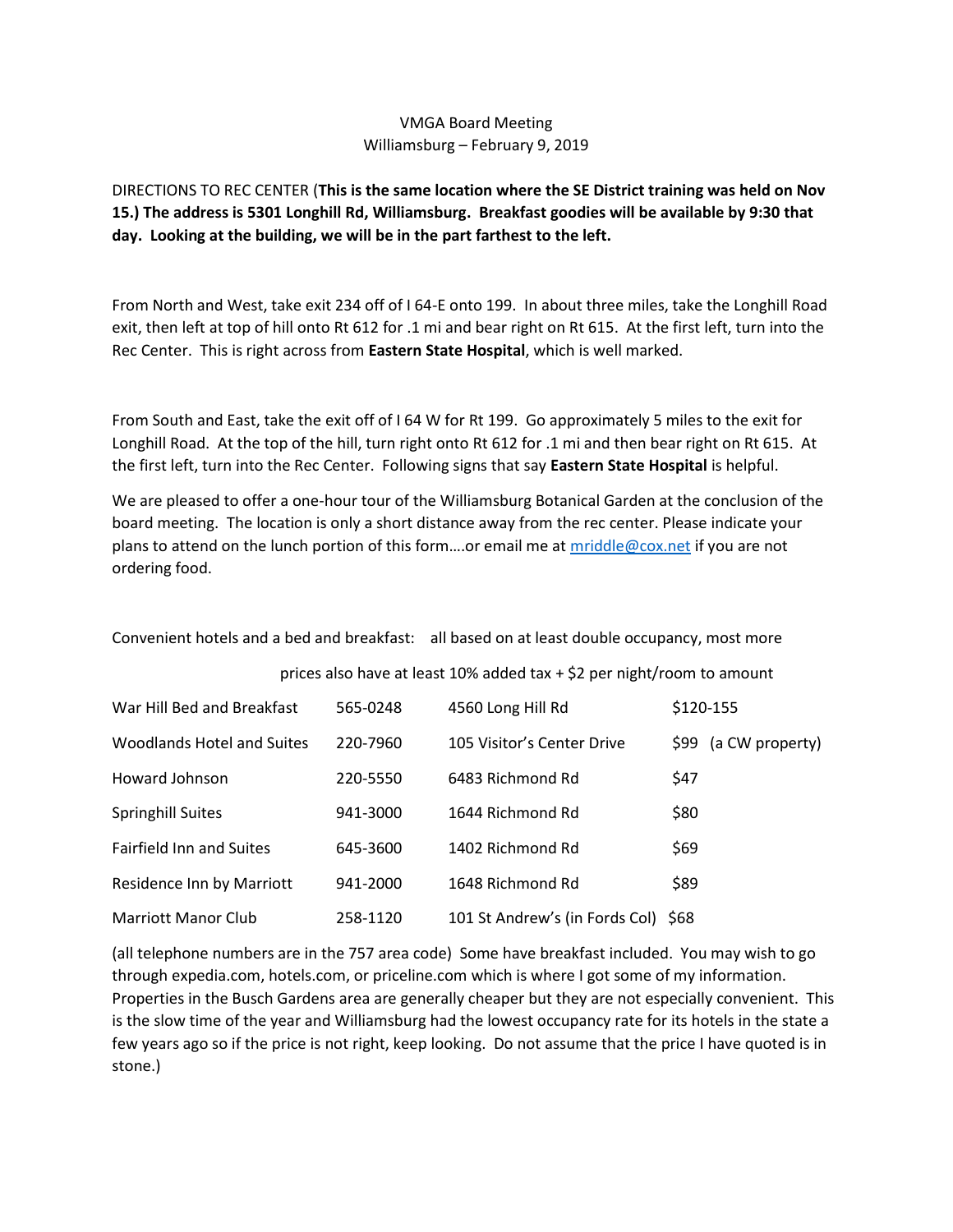VMGA Board Meeting
Williamsburg – February 9, 2019

DIRECTIONS TO REC CENTER (**This is the same location where the SE District training was held on Nov 15.) The address is 5301 Longhill Rd, Williamsburg. Breakfast goodies will be available by 9:30 that day. Looking at the building, we will be in the part farthest to the left.**

From North and West, take exit 234 off of I 64-E onto 199. In about three miles, take the Longhill Road exit, then left at top of hill onto Rt 612 for .1 mi and bear right on Rt 615. At the first left, turn into the Rec Center. This is right across from **Eastern State Hospital**, which is well marked.

From South and East, take the exit off of I 64 W for Rt 199. Go approximately 5 miles to the exit for Longhill Road. At the top of the hill, turn right onto Rt 612 for .1 mi and then bear right on Rt 615. At the first left, turn into the Rec Center. Following signs that say **Eastern State Hospital** is helpful.

We are pleased to offer a one-hour tour of the Williamsburg Botanical Garden at the conclusion of the board meeting. The location is only a short distance away from the rec center. Please indicate your plans to attend on the lunch portion of this form….or email me at mriddle@cox.net if you are not ordering food.

Convenient hotels and a bed and breakfast: all based on at least double occupancy, most more

prices also have at least 10% added tax + $2 per night/room to amount

| | | | |
|---|---|---|---|
| War Hill Bed and Breakfast | 565-0248 | 4560 Long Hill Rd | $120-155 |
| Woodlands Hotel and Suites | 220-7960 | 105 Visitor's Center Drive | $99 (a CW property) |
| Howard Johnson | 220-5550 | 6483 Richmond Rd | $47 |
| Springhill Suites | 941-3000 | 1644 Richmond Rd | $80 |
| Fairfield Inn and Suites | 645-3600 | 1402 Richmond Rd | $69 |
| Residence Inn by Marriott | 941-2000 | 1648 Richmond Rd | $89 |
| Marriott Manor Club | 258-1120 | 101 St Andrew's (in Fords Col) | $68 |

(all telephone numbers are in the 757 area code) Some have breakfast included. You may wish to go through expedia.com, hotels.com, or priceline.com which is where I got some of my information. Properties in the Busch Gardens area are generally cheaper but they are not especially convenient. This is the slow time of the year and Williamsburg had the lowest occupancy rate for its hotels in the state a few years ago so if the price is not right, keep looking. Do not assume that the price I have quoted is in stone.)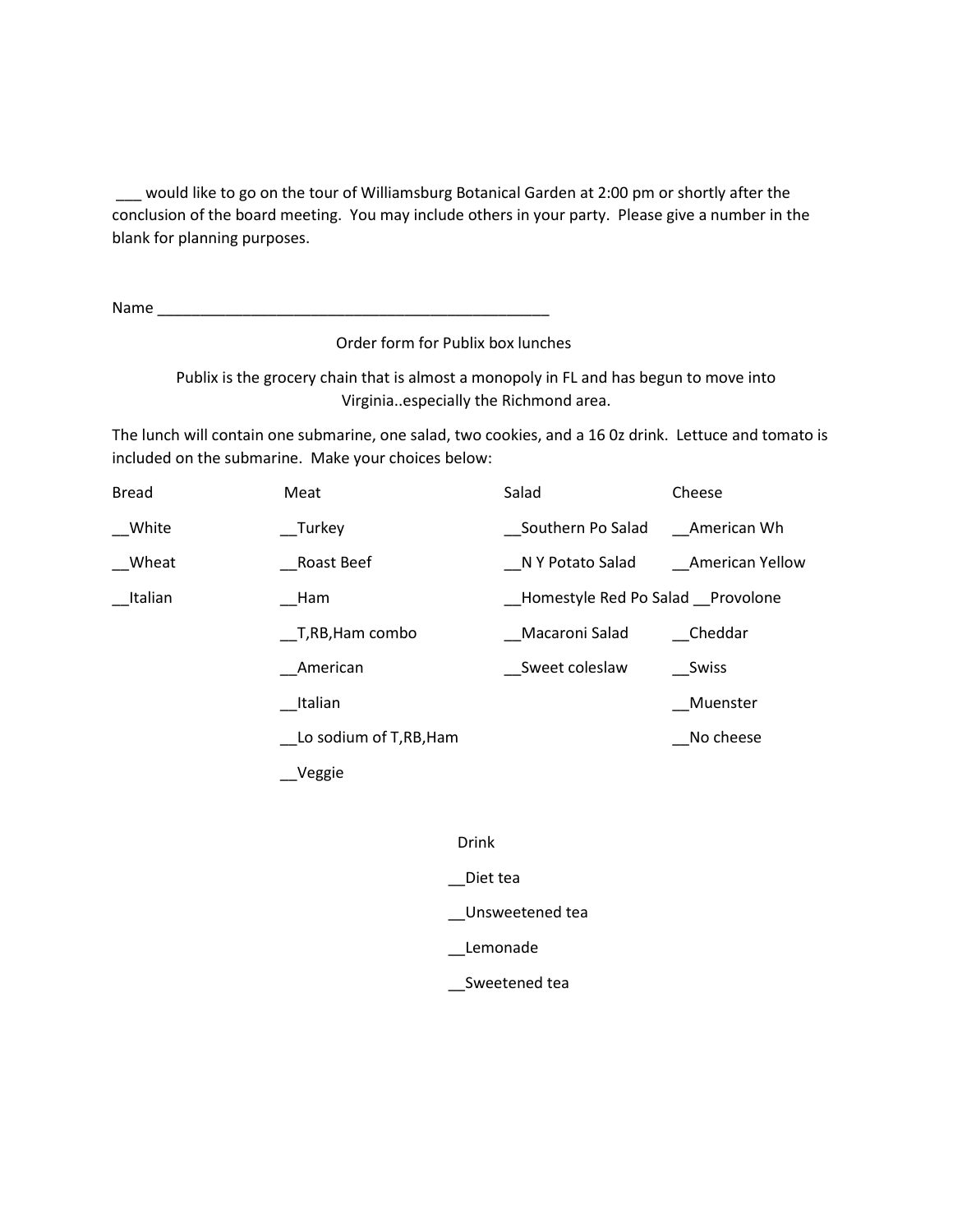___ would like to go on the tour of Williamsburg Botanical Garden at 2:00 pm or shortly after the conclusion of the board meeting. You may include others in your party. Please give a number in the blank for planning purposes.

Name _______________________________________________

Order form for Publix box lunches

Publix is the grocery chain that is almost a monopoly in FL and has begun to move into Virginia..especially the Richmond area.

The lunch will contain one submarine, one salad, two cookies, and a 16 0z drink. Lettuce and tomato is included on the submarine. Make your choices below:

| Bread | Meat | Salad | Cheese |
|---|---|---|---|
| __White | __Turkey | __Southern Po Salad | __American Wh |
| __Wheat | __Roast Beef | __N Y Potato Salad | __American Yellow |
| __Italian | __Ham | __Homestyle Red Po Salad | __Provolone |
| | __T,RB,Ham combo | __Macaroni Salad | __Cheddar |
| | __American | __Sweet coleslaw | __Swiss |
| | __Italian | | __Muenster |
| | __Lo sodium of T,RB,Ham | | __No cheese |
| | __Veggie | | |

Drink

__Diet tea

__Unsweetened tea

__Lemonade

__Sweetened tea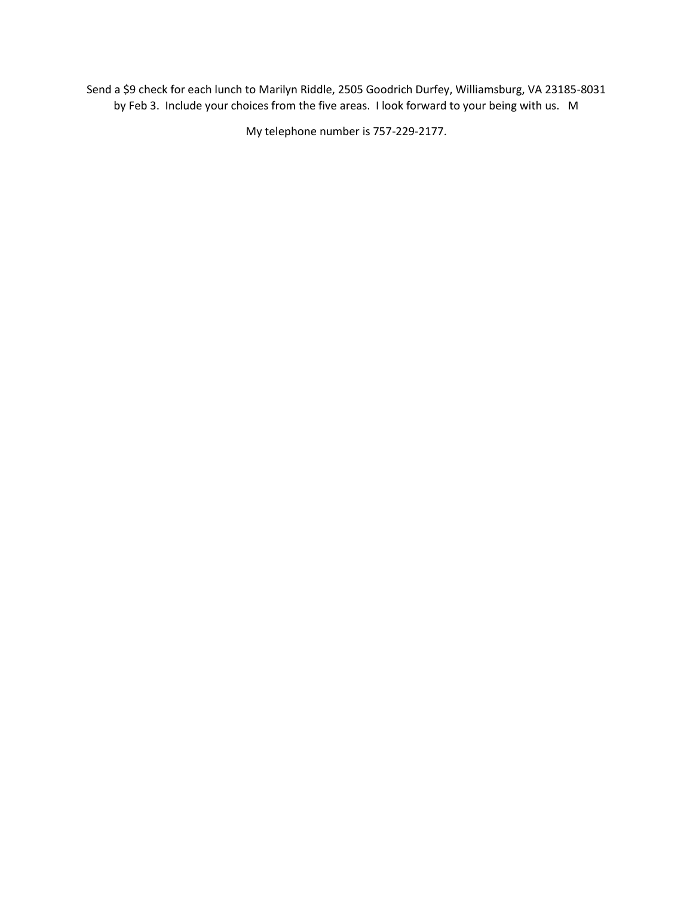Send a $9 check for each lunch to Marilyn Riddle, 2505 Goodrich Durfey, Williamsburg, VA 23185-8031 by Feb 3. Include your choices from the five areas. I look forward to your being with us. M

My telephone number is 757-229-2177.